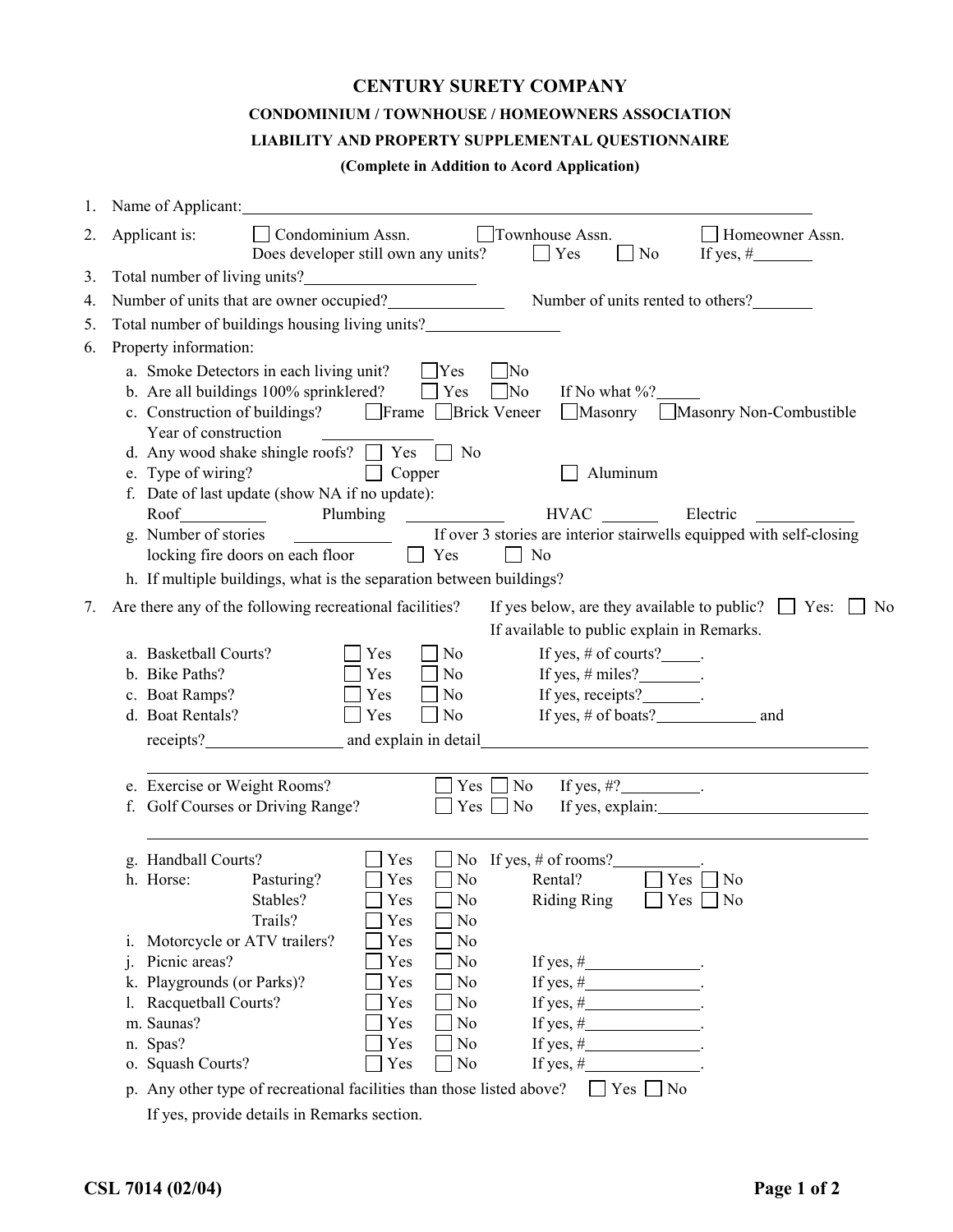# CENTURY SURETY COMPANY

## CONDOMINIUM / TOWNHOUSE / HOMEOWNERS ASSOCIATION

## LIABILITY AND PROPERTY SUPPLEMENTAL QUESTIONNAIRE

**(Complete in Addition to Acord Application)**

1. Name of Applicant: ____________________

2. Applicant is: ☐ Condominium Assn. ☐ Townhouse Assn. ☐ Homeowner Assn.
   Does developer still own any units? ☐ Yes ☐ No If yes, # ________

3. Total number of living units? ____________________

4. Number of units that are owner occupied? ____________ Number of units rented to others? ________

5. Total number of buildings housing living units? ____________

6. Property information:
   a. Smoke Detectors in each living unit? ☐ Yes ☐ No
   b. Are all buildings 100% sprinklered? ☐ Yes ☐ No If No what %? ______
   c. Construction of buildings? ☐ Frame ☐ Brick Veneer ☐ Masonry ☐ Masonry Non-Combustible
      Year of construction ____________
   d. Any wood shake shingle roofs? ☐ Yes ☐ No
   e. Type of wiring? ☐ Copper ☐ Aluminum
   f. Date of last update (show NA if no update):
      Roof ________ Plumbing ________ HVAC ________ Electric ________
   g. Number of stories ________ If over 3 stories are interior stairwells equipped with self-closing locking fire doors on each floor ☐ Yes ☐ No
   h. If multiple buildings, what is the separation between buildings?

7. Are there any of the following recreational facilities? If yes below, are they available to public? ☐ Yes: ☐ No
   If available to public explain in Remarks.
   a. Basketball Courts? ☐ Yes ☐ No If yes, # of courts? _____.
   b. Bike Paths? ☐ Yes ☐ No If yes, # miles? ________.
   c. Boat Ramps? ☐ Yes ☐ No If yes, receipts? ________.
   d. Boat Rentals? ☐ Yes ☐ No If yes, # of boats? ____________ and
      receipts? ________________ and explain in detail ________________________________
   e. Exercise or Weight Rooms? ☐ Yes ☐ No If yes, #? __________.
   f. Golf Courses or Driving Range? ☐ Yes ☐ No If yes, explain: ____________________
   g. Handball Courts? ☐ Yes ☐ No If yes, # of rooms? __________.
   h. Horse: Pasturing? ☐ Yes ☐ No Rental? ☐ Yes ☐ No
      Stables? ☐ Yes ☐ No Riding Ring ☐ Yes ☐ No
      Trails? ☐ Yes ☐ No
   i. Motorcycle or ATV trailers? ☐ Yes ☐ No
   j. Picnic areas? ☐ Yes ☐ No If yes, # ____________.
   k. Playgrounds (or Parks)? ☐ Yes ☐ No If yes, # ____________.
   l. Racquetball Courts? ☐ Yes ☐ No If yes, # ____________.
   m. Saunas? ☐ Yes ☐ No If yes, # ____________.
   n. Spas? ☐ Yes ☐ No If yes, # ____________.
   o. Squash Courts? ☐ Yes ☐ No If yes, # ____________.
   p. Any other type of recreational facilities than those listed above? ☐ Yes ☐ No
      If yes, provide details in Remarks section.

CSL 7014 (02/04)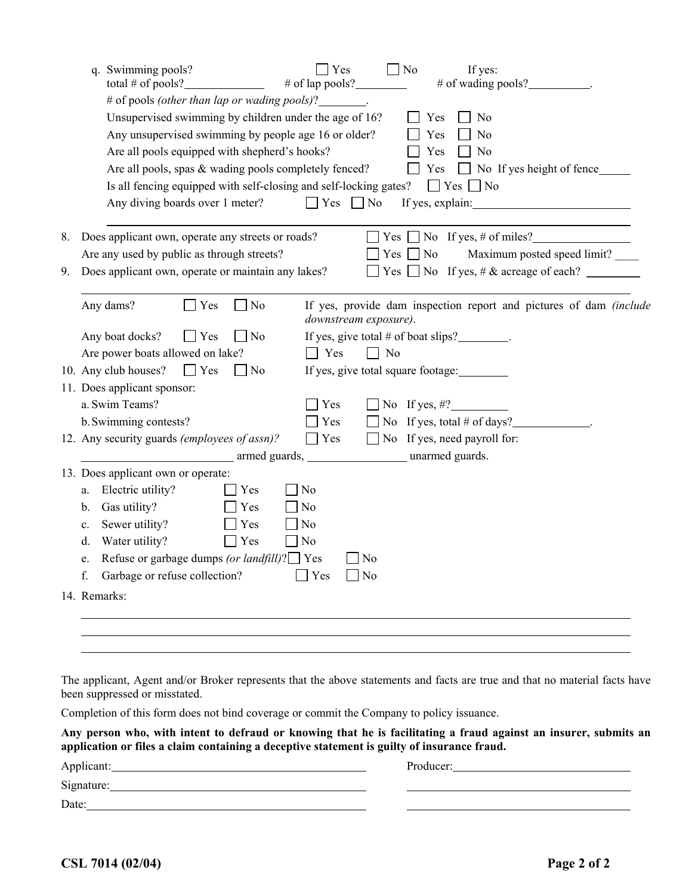q. Swimming pools? ☐ Yes ☐ No If yes:
total # of pools?\_\_\_\_\_\_\_\_\_\_ # of lap pools?\_\_\_\_\_\_\_\_ # of wading pools?\_\_\_\_\_\_\_\_\_\_.
# of pools *(other than lap or wading pools)*?\_\_\_\_\_\_\_\_.
Unsupervised swimming by children under the age of 16? ☐ Yes ☐ No
Any unsupervised swimming by people age 16 or older? ☐ Yes ☐ No
Are all pools equipped with shepherd's hooks? ☐ Yes ☐ No
Are all pools, spas & wading pools completely fenced? ☐ Yes ☐ No If yes height of fence\_\_\_\_\_
Is all fencing equipped with self-closing and self-locking gates? ☐ Yes ☐ No
Any diving boards over 1 meter? ☐ Yes ☐ No If yes, explain:\_\_\_\_\_\_\_\_\_\_\_\_\_\_\_\_\_\_\_\_

8. Does applicant own, operate any streets or roads? ☐ Yes ☐ No If yes, # of miles?\_\_\_\_\_\_\_\_\_\_
   Are any used by public as through streets? ☐ Yes ☐ No Maximum posted speed limit? \_\_\_\_
9. Does applicant own, operate or maintain any lakes? ☐ Yes ☐ No If yes, # & acreage of each? \_\_\_\_\_\_\_\_\_

   Any dams? ☐ Yes ☐ No If yes, provide dam inspection report and pictures of dam *(include downstream exposure)*.
   Any boat docks? ☐ Yes ☐ No If yes, give total # of boat slips?\_\_\_\_\_\_\_\_.
   Are power boats allowed on lake? ☐ Yes ☐ No
10. Any club houses? ☐ Yes ☐ No If yes, give total square footage:\_\_\_\_\_\_\_\_
11. Does applicant sponsor:
    a. Swim Teams? ☐ Yes ☐ No If yes, #?\_\_\_\_\_\_\_\_\_
    b. Swimming contests? ☐ Yes ☐ No If yes, total # of days?\_\_\_\_\_\_\_\_\_\_\_\_.
12. Any security guards *(employees of assn)?* ☐ Yes ☐ No If yes, need payroll for:
    \_\_\_\_\_\_\_\_\_\_\_\_\_\_\_\_\_\_\_\_ armed guards, \_\_\_\_\_\_\_\_\_\_\_\_\_\_\_\_ unarmed guards.
13. Does applicant own or operate:
    a. Electric utility? ☐ Yes ☐ No
    b. Gas utility? ☐ Yes ☐ No
    c. Sewer utility? ☐ Yes ☐ No
    d. Water utility? ☐ Yes ☐ No
    e. Refuse or garbage dumps *(or landfill)*? ☐ Yes ☐ No
    f. Garbage or refuse collection? ☐ Yes ☐ No
14. Remarks:

\_\_\_\_\_\_\_\_\_\_\_\_\_\_\_\_\_\_\_\_\_\_\_\_\_\_\_\_\_\_\_\_\_\_\_\_\_\_\_\_\_\_\_\_\_\_\_\_\_\_\_\_\_\_\_\_\_\_\_\_

\_\_\_\_\_\_\_\_\_\_\_\_\_\_\_\_\_\_\_\_\_\_\_\_\_\_\_\_\_\_\_\_\_\_\_\_\_\_\_\_\_\_\_\_\_\_\_\_\_\_\_\_\_\_\_\_\_\_\_\_

\_\_\_\_\_\_\_\_\_\_\_\_\_\_\_\_\_\_\_\_\_\_\_\_\_\_\_\_\_\_\_\_\_\_\_\_\_\_\_\_\_\_\_\_\_\_\_\_\_\_\_\_\_\_\_\_\_\_\_\_

The applicant, Agent and/or Broker represents that the above statements and facts are true and that no material facts have been suppressed or misstated.

Completion of this form does not bind coverage or commit the Company to policy issuance.

**Any person who, with intent to defraud or knowing that he is facilitating a fraud against an insurer, submits an application or files a claim containing a deceptive statement is guilty of insurance fraud.**

Applicant:\_\_\_\_\_\_\_\_\_\_\_\_\_\_\_\_\_\_\_\_\_\_\_\_\_\_\_\_\_\_ Producer:\_\_\_\_\_\_\_\_\_\_\_\_\_\_\_\_\_\_\_\_\_\_\_\_

Signature:\_\_\_\_\_\_\_\_\_\_\_\_\_\_\_\_\_\_\_\_\_\_\_\_\_\_\_\_\_\_ \_\_\_\_\_\_\_\_\_\_\_\_\_\_\_\_\_\_\_\_\_\_\_\_\_\_\_\_\_\_

Date:\_\_\_\_\_\_\_\_\_\_\_\_\_\_\_\_\_\_\_\_\_\_\_\_\_\_\_\_\_\_\_\_\_\_ \_\_\_\_\_\_\_\_\_\_\_\_\_\_\_\_\_\_\_\_\_\_\_\_\_\_\_\_\_\_

**CSL 7014 (02/04)**